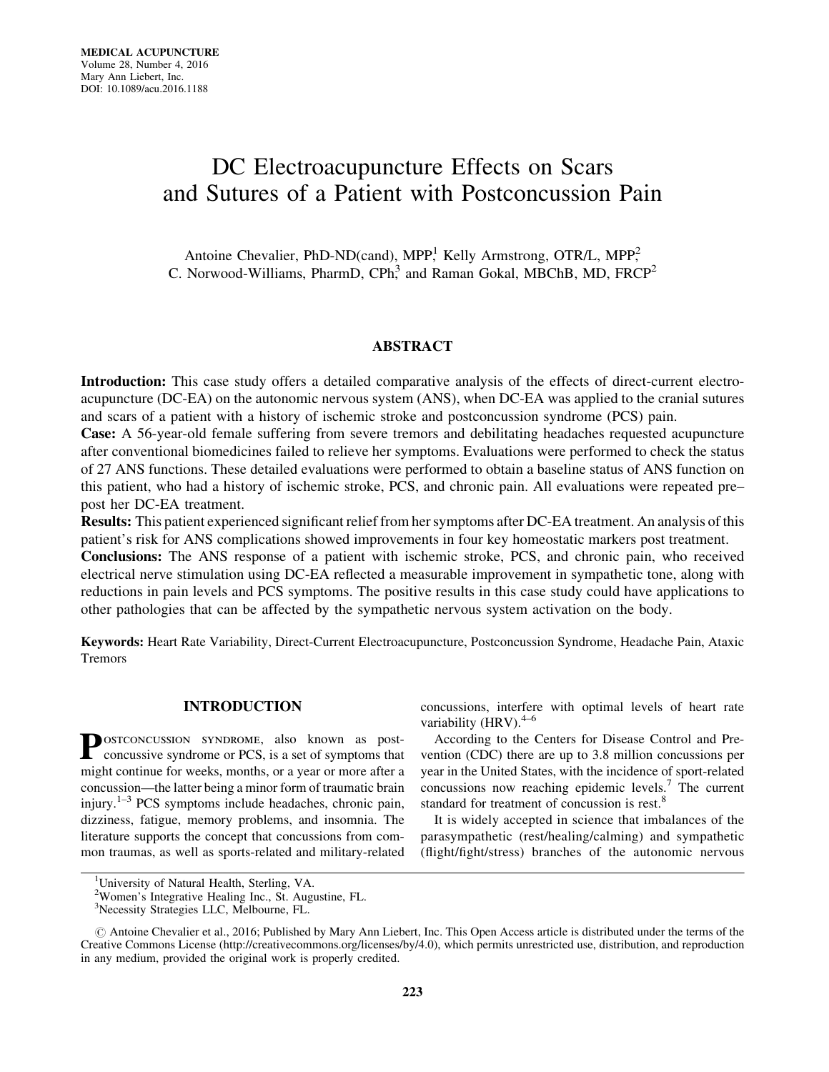# DC Electroacupuncture Effects on Scars and Sutures of a Patient with Postconcussion Pain

Antoine Chevalier, PhD-ND(cand), MPP,[1] Kelly Armstrong, OTR/L, MPP,[2] C. Norwood-Williams, PharmD, CPh,[3] and Raman Gokal, MBChB, MD, FRCP[2]

## ABSTRACT

**Introduction:** This case study offers a detailed comparative analysis of the effects of direct-current electroacupuncture (DC-EA) on the autonomic nervous system (ANS), when DC-EA was applied to the cranial sutures and scars of a patient with a history of ischemic stroke and postconcussion syndrome (PCS) pain.

**Case:** A 56-year-old female suffering from severe tremors and debilitating headaches requested acupuncture after conventional biomedicines failed to relieve her symptoms. Evaluations were performed to check the status of 27 ANS functions. These detailed evaluations were performed to obtain a baseline status of ANS function on this patient, who had a history of ischemic stroke, PCS, and chronic pain. All evaluations were repeated pre–post her DC-EA treatment.

**Results:** This patient experienced significant relief from her symptoms after DC-EA treatment. An analysis of this patient's risk for ANS complications showed improvements in four key homeostatic markers post treatment.

**Conclusions:** The ANS response of a patient with ischemic stroke, PCS, and chronic pain, who received electrical nerve stimulation using DC-EA reflected a measurable improvement in sympathetic tone, along with reductions in pain levels and PCS symptoms. The positive results in this case study could have applications to other pathologies that can be affected by the sympathetic nervous system activation on the body.

**Keywords:** Heart Rate Variability, Direct-Current Electroacupuncture, Postconcussion Syndrome, Headache Pain, Ataxic Tremors

## INTRODUCTION

Postconcussion syndrome, also known as postconcussive syndrome or PCS, is a set of symptoms that might continue for weeks, months, or a year or more after a concussion—the latter being a minor form of traumatic brain injury.[1–3] PCS symptoms include headaches, chronic pain, dizziness, fatigue, memory problems, and insomnia. The literature supports the concept that concussions from common traumas, as well as sports-related and military-related concussions, interfere with optimal levels of heart rate variability (HRV).[4–6]

According to the Centers for Disease Control and Prevention (CDC) there are up to 3.8 million concussions per year in the United States, with the incidence of sport-related concussions now reaching epidemic levels.[7] The current standard for treatment of concussion is rest.[8]

It is widely accepted in science that imbalances of the parasympathetic (rest/healing/calming) and sympathetic (flight/fight/stress) branches of the autonomic nervous

[1]University of Natural Health, Sterling, VA.
[2]Women's Integrative Healing Inc., St. Augustine, FL.
[3]Necessity Strategies LLC, Melbourne, FL.

© Antoine Chevalier et al., 2016; Published by Mary Ann Liebert, Inc. This Open Access article is distributed under the terms of the Creative Commons License (http://creativecommons.org/licenses/by/4.0), which permits unrestricted use, distribution, and reproduction in any medium, provided the original work is properly credited.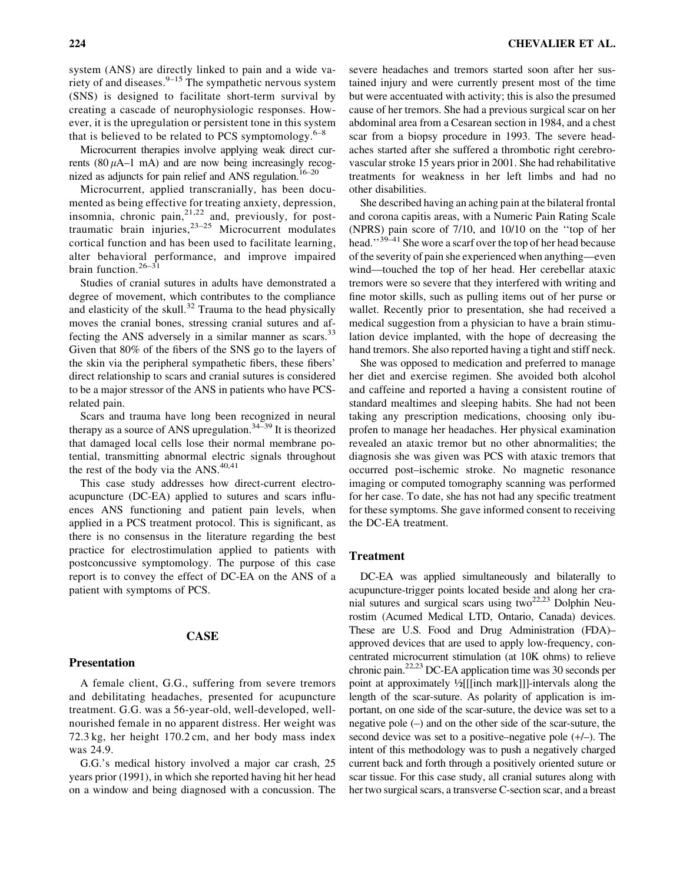system (ANS) are directly linked to pain and a wide variety of and diseases.[9–15] The sympathetic nervous system (SNS) is designed to facilitate short-term survival by creating a cascade of neurophysiologic responses. However, it is the upregulation or persistent tone in this system that is believed to be related to PCS symptomology.[6–8]

Microcurrent therapies involve applying weak direct currents (80 $\mu$A–1 mA) and are now being increasingly recognized as adjuncts for pain relief and ANS regulation.[16–20]

Microcurrent, applied transcranially, has been documented as being effective for treating anxiety, depression, insomnia, chronic pain,[21,22] and, previously, for post-traumatic brain injuries,[23–25] Microcurrent modulates cortical function and has been used to facilitate learning, alter behavioral performance, and improve impaired brain function.[26–31]

Studies of cranial sutures in adults have demonstrated a degree of movement, which contributes to the compliance and elasticity of the skull.[32] Trauma to the head physically moves the cranial bones, stressing cranial sutures and affecting the ANS adversely in a similar manner as scars.[33] Given that 80% of the fibers of the SNS go to the layers of the skin via the peripheral sympathetic fibers, these fibers' direct relationship to scars and cranial sutures is considered to be a major stressor of the ANS in patients who have PCS-related pain.

Scars and trauma have long been recognized in neural therapy as a source of ANS upregulation.[34–39] It is theorized that damaged local cells lose their normal membrane potential, transmitting abnormal electric signals throughout the rest of the body via the ANS.[40,41]

This case study addresses how direct-current electroacupuncture (DC-EA) applied to sutures and scars influences ANS functioning and patient pain levels, when applied in a PCS treatment protocol. This is significant, as there is no consensus in the literature regarding the best practice for electrostimulation applied to patients with postconcussive symptomology. The purpose of this case report is to convey the effect of DC-EA on the ANS of a patient with symptoms of PCS.

## CASE

### Presentation

A female client, G.G., suffering from severe tremors and debilitating headaches, presented for acupuncture treatment. G.G. was a 56-year-old, well-developed, well-nourished female in no apparent distress. Her weight was 72.3 kg, her height 170.2 cm, and her body mass index was 24.9.

G.G.'s medical history involved a major car crash, 25 years prior (1991), in which she reported having hit her head on a window and being diagnosed with a concussion. The severe headaches and tremors started soon after her sustained injury and were currently present most of the time but were accentuated with activity; this is also the presumed cause of her tremors. She had a previous surgical scar on her abdominal area from a Cesarean section in 1984, and a chest scar from a biopsy procedure in 1993. The severe headaches started after she suffered a thrombotic right cerebrovascular stroke 15 years prior in 2001. She had rehabilitative treatments for weakness in her left limbs and had no other disabilities.

She described having an aching pain at the bilateral frontal and corona capitis areas, with a Numeric Pain Rating Scale (NPRS) pain score of 7/10, and 10/10 on the ''top of her head.''[39–41] She wore a scarf over the top of her head because of the severity of pain she experienced when anything—even wind—touched the top of her head. Her cerebellar ataxic tremors were so severe that they interfered with writing and fine motor skills, such as pulling items out of her purse or wallet. Recently prior to presentation, she had received a medical suggestion from a physician to have a brain stimulation device implanted, with the hope of decreasing the hand tremors. She also reported having a tight and stiff neck.

She was opposed to medication and preferred to manage her diet and exercise regimen. She avoided both alcohol and caffeine and reported a having a consistent routine of standard mealtimes and sleeping habits. She had not been taking any prescription medications, choosing only ibuprofen to manage her headaches. Her physical examination revealed an ataxic tremor but no other abnormalities; the diagnosis she was given was PCS with ataxic tremors that occurred post–ischemic stroke. No magnetic resonance imaging or computed tomography scanning was performed for her case. To date, she has not had any specific treatment for these symptoms. She gave informed consent to receiving the DC-EA treatment.

### Treatment

DC-EA was applied simultaneously and bilaterally to acupuncture-trigger points located beside and along her cranial sutures and surgical scars using two[22,23] Dolphin Neurostim (Acumed Medical LTD, Ontario, Canada) devices. These are U.S. Food and Drug Administration (FDA)–approved devices that are used to apply low-frequency, concentrated microcurrent stimulation (at 10K ohms) to relieve chronic pain.[22,23] DC-EA application time was 30 seconds per point at approximately ½[[[inch mark]]]-intervals along the length of the scar-suture. As polarity of application is important, on one side of the scar-suture, the device was set to a negative pole (–) and on the other side of the scar-suture, the second device was set to a positive–negative pole (+/–). The intent of this methodology was to push a negatively charged current back and forth through a positively oriented suture or scar tissue. For this case study, all cranial sutures along with her two surgical scars, a transverse C-section scar, and a breast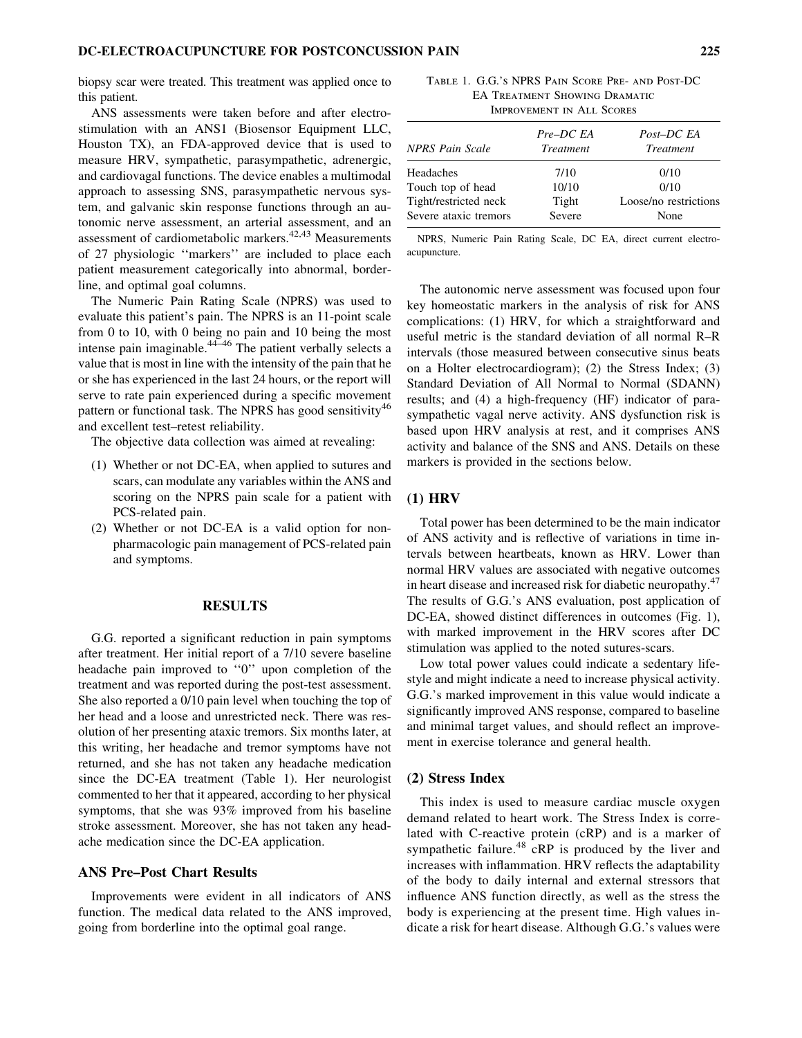biopsy scar were treated. This treatment was applied once to this patient.

ANS assessments were taken before and after electrostimulation with an ANS1 (Biosensor Equipment LLC, Houston TX), an FDA-approved device that is used to measure HRV, sympathetic, parasympathetic, adrenergic, and cardiovagal functions. The device enables a multimodal approach to assessing SNS, parasympathetic nervous system, and galvanic skin response functions through an autonomic nerve assessment, an arterial assessment, and an assessment of cardiometabolic markers.[42,43] Measurements of 27 physiologic ''markers'' are included to place each patient measurement categorically into abnormal, borderline, and optimal goal columns.

The Numeric Pain Rating Scale (NPRS) was used to evaluate this patient's pain. The NPRS is an 11-point scale from 0 to 10, with 0 being no pain and 10 being the most intense pain imaginable.[44–46] The patient verbally selects a value that is most in line with the intensity of the pain that he or she has experienced in the last 24 hours, or the report will serve to rate pain experienced during a specific movement pattern or functional task. The NPRS has good sensitivity[46] and excellent test–retest reliability.

The objective data collection was aimed at revealing:

1. Whether or not DC-EA, when applied to sutures and scars, can modulate any variables within the ANS and scoring on the NPRS pain scale for a patient with PCS-related pain.
2. Whether or not DC-EA is a valid option for nonpharmacologic pain management of PCS-related pain and symptoms.

## RESULTS

G.G. reported a significant reduction in pain symptoms after treatment. Her initial report of a 7/10 severe baseline headache pain improved to ''0'' upon completion of the treatment and was reported during the post-test assessment. She also reported a 0/10 pain level when touching the top of her head and a loose and unrestricted neck. There was resolution of her presenting ataxic tremors. Six months later, at this writing, her headache and tremor symptoms have not returned, and she has not taken any headache medication since the DC-EA treatment (Table 1). Her neurologist commented to her that it appeared, according to her physical symptoms, that she was 93% improved from his baseline stroke assessment. Moreover, she has not taken any headache medication since the DC-EA application.

### ANS Pre–Post Chart Results

Improvements were evident in all indicators of ANS function. The medical data related to the ANS improved, going from borderline into the optimal goal range.

Table 1. G.G.'s NPRS Pain Score Pre- and Post-DC EA Treatment Showing Dramatic Improvement in All Scores

| *NPRS Pain Scale* | *Pre–DC EA Treatment* | *Post–DC EA Treatment* |
|---|---|---|
| Headaches | 7/10 | 0/10 |
| Touch top of head | 10/10 | 0/10 |
| Tight/restricted neck | Tight | Loose/no restrictions |
| Severe ataxic tremors | Severe | None |

NPRS, Numeric Pain Rating Scale, DC EA, direct current electroacupuncture.

The autonomic nerve assessment was focused upon four key homeostatic markers in the analysis of risk for ANS complications: (1) HRV, for which a straightforward and useful metric is the standard deviation of all normal R–R intervals (those measured between consecutive sinus beats on a Holter electrocardiogram); (2) the Stress Index; (3) Standard Deviation of All Normal to Normal (SDANN) results; and (4) a high-frequency (HF) indicator of parasympathetic vagal nerve activity. ANS dysfunction risk is based upon HRV analysis at rest, and it comprises ANS activity and balance of the SNS and ANS. Details on these markers is provided in the sections below.

### (1) HRV

Total power has been determined to be the main indicator of ANS activity and is reflective of variations in time intervals between heartbeats, known as HRV. Lower than normal HRV values are associated with negative outcomes in heart disease and increased risk for diabetic neuropathy.[47] The results of G.G.'s ANS evaluation, post application of DC-EA, showed distinct differences in outcomes (Fig. 1), with marked improvement in the HRV scores after DC stimulation was applied to the noted sutures-scars.

Low total power values could indicate a sedentary lifestyle and might indicate a need to increase physical activity. G.G.'s marked improvement in this value would indicate a significantly improved ANS response, compared to baseline and minimal target values, and should reflect an improvement in exercise tolerance and general health.

### (2) Stress Index

This index is used to measure cardiac muscle oxygen demand related to heart work. The Stress Index is correlated with C-reactive protein (cRP) and is a marker of sympathetic failure.[48] cRP is produced by the liver and increases with inflammation. HRV reflects the adaptability of the body to daily internal and external stressors that influence ANS function directly, as well as the stress the body is experiencing at the present time. High values indicate a risk for heart disease. Although G.G.'s values were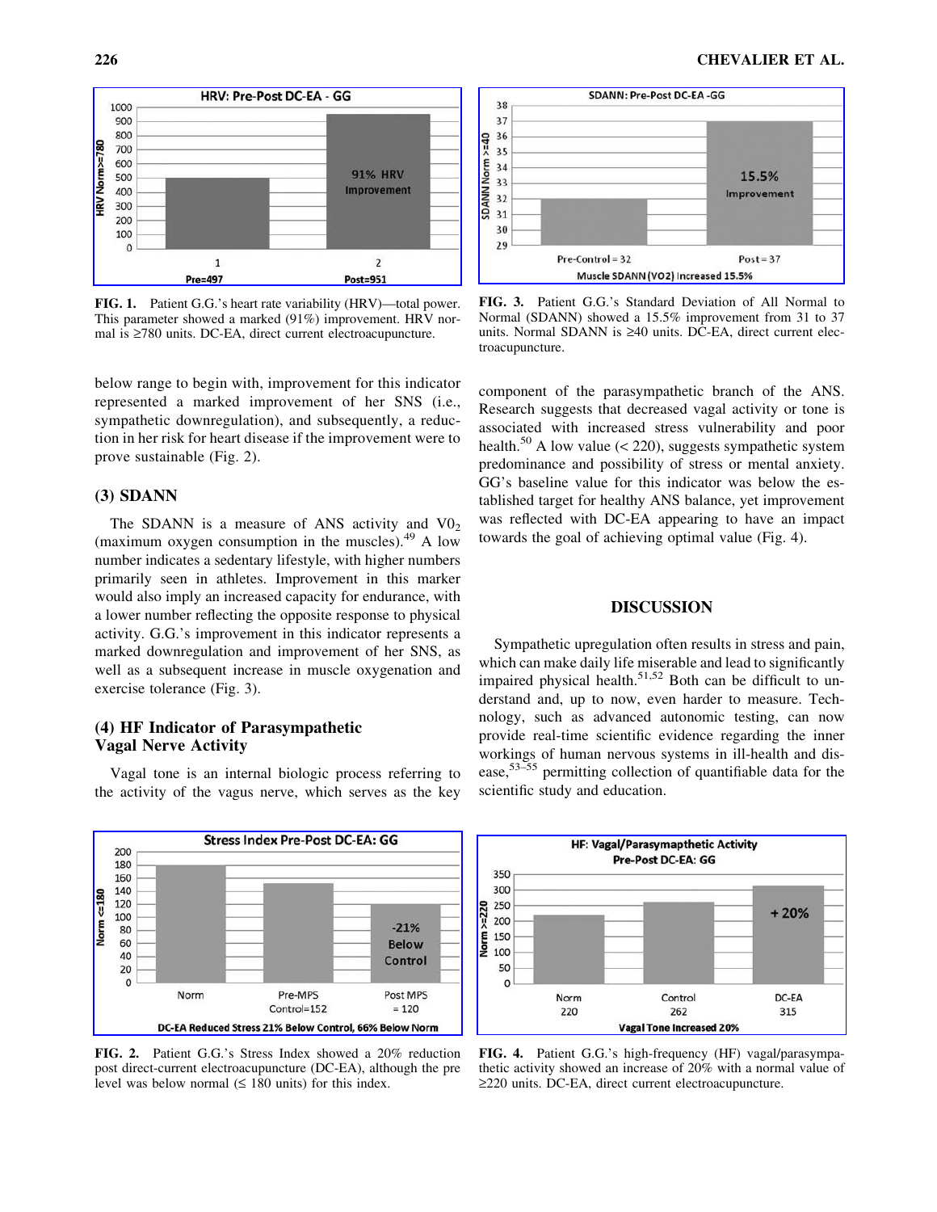FIG. 1. Patient G.G.'s heart rate variability (HRV)—total power. This parameter showed a marked (91%) improvement. HRV normal is ≥780 units. DC-EA, direct current electroacupuncture.

FIG. 3. Patient G.G.'s Standard Deviation of All Normal to Normal (SDANN) showed a 15.5% improvement from 31 to 37 units. Normal SDANN is ≥40 units. DC-EA, direct current electroacupuncture.

below range to begin with, improvement for this indicator represented a marked improvement of her SNS (i.e., sympathetic downregulation), and subsequently, a reduction in her risk for heart disease if the improvement were to prove sustainable (Fig. 2).

### (3) SDANN

The SDANN is a measure of ANS activity and $VO_2$ (maximum oxygen consumption in the muscles).[49] A low number indicates a sedentary lifestyle, with higher numbers primarily seen in athletes. Improvement in this marker would also imply an increased capacity for endurance, with a lower number reflecting the opposite response to physical activity. G.G.'s improvement in this indicator represents a marked downregulation and improvement of her SNS, as well as a subsequent increase in muscle oxygenation and exercise tolerance (Fig. 3).

### (4) HF Indicator of Parasympathetic Vagal Nerve Activity

Vagal tone is an internal biologic process referring to the activity of the vagus nerve, which serves as the key component of the parasympathetic branch of the ANS. Research suggests that decreased vagal activity or tone is associated with increased stress vulnerability and poor health.[50] A low value (< 220), suggests sympathetic system predominance and possibility of stress or mental anxiety. GG's baseline value for this indicator was below the established target for healthy ANS balance, yet improvement was reflected with DC-EA appearing to have an impact towards the goal of achieving optimal value (Fig. 4).

## DISCUSSION

Sympathetic upregulation often results in stress and pain, which can make daily life miserable and lead to significantly impaired physical health.[51,52] Both can be difficult to understand and, up to now, even harder to measure. Technology, such as advanced autonomic testing, can now provide real-time scientific evidence regarding the inner workings of human nervous systems in ill-health and disease,[53–55] permitting collection of quantifiable data for the scientific study and education.

FIG. 2. Patient G.G.'s Stress Index showed a 20% reduction post direct-current electroacupuncture (DC-EA), although the pre level was below normal (≤ 180 units) for this index.

FIG. 4. Patient G.G.'s high-frequency (HF) vagal/parasympathetic activity showed an increase of 20% with a normal value of ≥220 units. DC-EA, direct current electroacupuncture.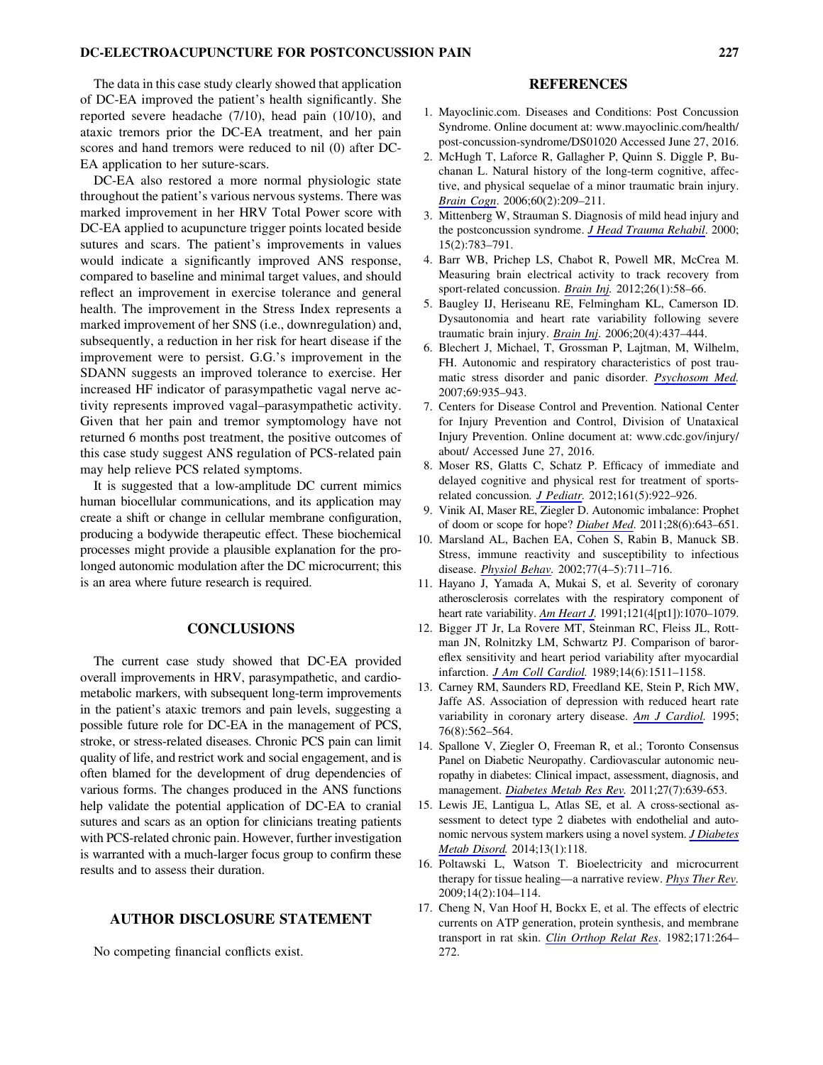The data in this case study clearly showed that application of DC-EA improved the patient's health significantly. She reported severe headache (7/10), head pain (10/10), and ataxic tremors prior the DC-EA treatment, and her pain scores and hand tremors were reduced to nil (0) after DC-EA application to her suture-scars.

DC-EA also restored a more normal physiologic state throughout the patient's various nervous systems. There was marked improvement in her HRV Total Power score with DC-EA applied to acupuncture trigger points located beside sutures and scars. The patient's improvements in values would indicate a significantly improved ANS response, compared to baseline and minimal target values, and should reflect an improvement in exercise tolerance and general health. The improvement in the Stress Index represents a marked improvement of her SNS (i.e., downregulation) and, subsequently, a reduction in her risk for heart disease if the improvement were to persist. G.G.'s improvement in the SDANN suggests an improved tolerance to exercise. Her increased HF indicator of parasympathetic vagal nerve activity represents improved vagal–parasympathetic activity. Given that her pain and tremor symptomology have not returned 6 months post treatment, the positive outcomes of this case study suggest ANS regulation of PCS-related pain may help relieve PCS related symptoms.

It is suggested that a low-amplitude DC current mimics human biocellular communications, and its application may create a shift or change in cellular membrane configuration, producing a bodywide therapeutic effect. These biochemical processes might provide a plausible explanation for the prolonged autonomic modulation after the DC microcurrent; this is an area where future research is required.

## CONCLUSIONS

The current case study showed that DC-EA provided overall improvements in HRV, parasympathetic, and cardiometabolic markers, with subsequent long-term improvements in the patient's ataxic tremors and pain levels, suggesting a possible future role for DC-EA in the management of PCS, stroke, or stress-related diseases. Chronic PCS pain can limit quality of life, and restrict work and social engagement, and is often blamed for the development of drug dependencies of various forms. The changes produced in the ANS functions help validate the potential application of DC-EA to cranial sutures and scars as an option for clinicians treating patients with PCS-related chronic pain. However, further investigation is warranted with a much-larger focus group to confirm these results and to assess their duration.

## AUTHOR DISCLOSURE STATEMENT

No competing financial conflicts exist.

## REFERENCES

1. Mayoclinic.com. Diseases and Conditions: Post Concussion Syndrome. Online document at: www.mayoclinic.com/health/post-concussion-syndrome/DS01020 Accessed June 27, 2016.
2. McHugh T, Laforce R, Gallagher P, Quinn S. Diggle P, Buchanan L. Natural history of the long-term cognitive, affective, and physical sequelae of a minor traumatic brain injury. *Brain Cogn*. 2006;60(2):209–211.
3. Mittenberg W, Strauman S. Diagnosis of mild head injury and the postconcussion syndrome. *J Head Trauma Rehabil*. 2000; 15(2):783–791.
4. Barr WB, Prichep LS, Chabot R, Powell MR, McCrea M. Measuring brain electrical activity to track recovery from sport-related concussion. *Brain Inj*. 2012;26(1):58–66.
5. Baugley IJ, Heriseanu RE, Felmingham KL, Camerson ID. Dysautonomia and heart rate variability following severe traumatic brain injury. *Brain Inj*. 2006;20(4):437–444.
6. Blechert J, Michael, T, Grossman P, Lajtman, M, Wilhelm, FH. Autonomic and respiratory characteristics of post traumatic stress disorder and panic disorder. *Psychosom Med*. 2007;69:935–943.
7. Centers for Disease Control and Prevention. National Center for Injury Prevention and Control, Division of Unataxical Injury Prevention. Online document at: www.cdc.gov/injury/about/ Accessed June 27, 2016.
8. Moser RS, Glatts C, Schatz P. Efficacy of immediate and delayed cognitive and physical rest for treatment of sports-related concussion. *J Pediatr*. 2012;161(5):922–926.
9. Vinik AI, Maser RE, Ziegler D. Autonomic imbalance: Prophet of doom or scope for hope? *Diabet Med*. 2011;28(6):643–651.
10. Marsland AL, Bachen EA, Cohen S, Rabin B, Manuck SB. Stress, immune reactivity and susceptibility to infectious disease. *Physiol Behav*. 2002;77(4–5):711–716.
11. Hayano J, Yamada A, Mukai S, et al. Severity of coronary atherosclerosis correlates with the respiratory component of heart rate variability. *Am Heart J*. 1991;121(4[pt1]):1070–1079.
12. Bigger JT Jr, La Rovere MT, Steinman RC, Fleiss JL, Rottman JN, Rolnitzky LM, Schwartz PJ. Comparison of baroreflex sensitivity and heart period variability after myocardial infarction. *J Am Coll Cardiol*. 1989;14(6):1511–1158.
13. Carney RM, Saunders RD, Freedland KE, Stein P, Rich MW, Jaffe AS. Association of depression with reduced heart rate variability in coronary artery disease. *Am J Cardiol*. 1995; 76(8):562–564.
14. Spallone V, Ziegler O, Freeman R, et al.; Toronto Consensus Panel on Diabetic Neuropathy. Cardiovascular autonomic neuropathy in diabetes: Clinical impact, assessment, diagnosis, and management. *Diabetes Metab Res Rev*. 2011;27(7):639-653.
15. Lewis JE, Lantigua L, Atlas SE, et al. A cross-sectional assessment to detect type 2 diabetes with endothelial and autonomic nervous system markers using a novel system. *J Diabetes Metab Disord*. 2014;13(1):118.
16. Poltawski L, Watson T. Bioelectricity and microcurrent therapy for tissue healing—a narrative review. *Phys Ther Rev*. 2009;14(2):104–114.
17. Cheng N, Van Hoof H, Bockx E, et al. The effects of electric currents on ATP generation, protein synthesis, and membrane transport in rat skin. *Clin Orthop Relat Res*. 1982;171:264–272.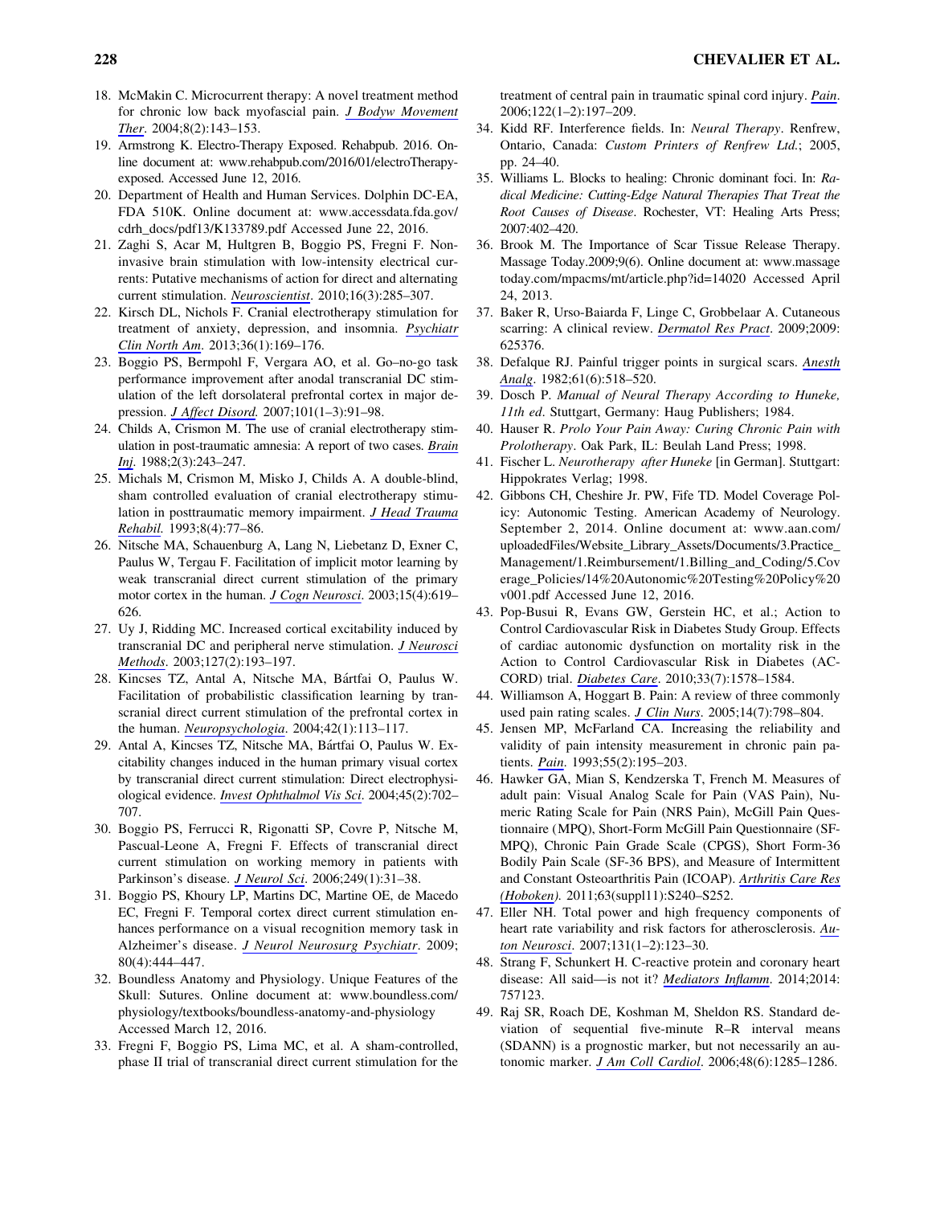18. McMakin C. Microcurrent therapy: A novel treatment method for chronic low back myofascial pain. *J Bodyw Movement Ther*. 2004;8(2):143–153.
19. Armstrong K. Electro-Therapy Exposed. Rehabpub. 2016. Online document at: www.rehabpub.com/2016/01/electroTherapy-exposed. Accessed June 12, 2016.
20. Department of Health and Human Services. Dolphin DC-EA, FDA 510K. Online document at: www.accessdata.fda.gov/cdrh_docs/pdf13/K133789.pdf Accessed June 22, 2016.
21. Zaghi S, Acar M, Hultgren B, Boggio PS, Fregni F. Noninvasive brain stimulation with low-intensity electrical currents: Putative mechanisms of action for direct and alternating current stimulation. *Neuroscientist*. 2010;16(3):285–307.
22. Kirsch DL, Nichols F. Cranial electrotherapy stimulation for treatment of anxiety, depression, and insomnia. *Psychiatr Clin North Am*. 2013;36(1):169–176.
23. Boggio PS, Bermpohl F, Vergara AO, et al. Go–no-go task performance improvement after anodal transcranial DC stimulation of the left dorsolateral prefrontal cortex in major depression. *J Affect Disord*. 2007;101(1–3):91–98.
24. Childs A, Crismon M. The use of cranial electrotherapy stimulation in post-traumatic amnesia: A report of two cases. *Brain Inj*. 1988;2(3):243–247.
25. Michals M, Crismon M, Misko J, Childs A. A double-blind, sham controlled evaluation of cranial electrotherapy stimulation in posttraumatic memory impairment. *J Head Trauma Rehabil*. 1993;8(4):77–86.
26. Nitsche MA, Schauenburg A, Lang N, Liebetanz D, Exner C, Paulus W, Tergau F. Facilitation of implicit motor learning by weak transcranial direct current stimulation of the primary motor cortex in the human. *J Cogn Neurosci*. 2003;15(4):619–626.
27. Uy J, Ridding MC. Increased cortical excitability induced by transcranial DC and peripheral nerve stimulation. *J Neurosci Methods*. 2003;127(2):193–197.
28. Kincses TZ, Antal A, Nitsche MA, Bártfai O, Paulus W. Facilitation of probabilistic classification learning by transcranial direct current stimulation of the prefrontal cortex in the human. *Neuropsychologia*. 2004;42(1):113–117.
29. Antal A, Kincses TZ, Nitsche MA, Bártfai O, Paulus W. Excitability changes induced in the human primary visual cortex by transcranial direct current stimulation: Direct electrophysiological evidence. *Invest Ophthalmol Vis Sci*. 2004;45(2):702–707.
30. Boggio PS, Ferrucci R, Rigonatti SP, Covre P, Nitsche M, Pascual-Leone A, Fregni F. Effects of transcranial direct current stimulation on working memory in patients with Parkinson's disease. *J Neurol Sci*. 2006;249(1):31–38.
31. Boggio PS, Khoury LP, Martins DC, Martine OE, de Macedo EC, Fregni F. Temporal cortex direct current stimulation enhances performance on a visual recognition memory task in Alzheimer's disease. *J Neurol Neurosurg Psychiatr*. 2009;80(4):444–447.
32. Boundless Anatomy and Physiology. Unique Features of the Skull: Sutures. Online document at: www.boundless.com/physiology/textbooks/boundless-anatomy-and-physiology Accessed March 12, 2016.
33. Fregni F, Boggio PS, Lima MC, et al. A sham-controlled, phase II trial of transcranial direct current stimulation for the treatment of central pain in traumatic spinal cord injury. *Pain*. 2006;122(1–2):197–209.
34. Kidd RF. Interference fields. In: *Neural Therapy*. Renfrew, Ontario, Canada: *Custom Printers of Renfrew Ltd.*; 2005, pp. 24–40.
35. Williams L. Blocks to healing: Chronic dominant foci. In: *Radical Medicine: Cutting-Edge Natural Therapies That Treat the Root Causes of Disease*. Rochester, VT: Healing Arts Press; 2007:402–420.
36. Brook M. The Importance of Scar Tissue Release Therapy. Massage Today.2009;9(6). Online document at: www.massagetoday.com/mpacms/mt/article.php?id=14020 Accessed April 24, 2013.
37. Baker R, Urso-Baiarda F, Linge C, Grobbelaar A. Cutaneous scarring: A clinical review. *Dermatol Res Pract*. 2009;2009:625376.
38. Defalque RJ. Painful trigger points in surgical scars. *Anesth Analg*. 1982;61(6):518–520.
39. Dosch P. *Manual of Neural Therapy According to Huneke, 11th ed.* Stuttgart, Germany: Haug Publishers; 1984.
40. Hauser R. *Prolo Your Pain Away: Curing Chronic Pain with Prolotherapy*. Oak Park, IL: Beulah Land Press; 1998.
41. Fischer L. *Neurotherapy after Huneke* [in German]. Stuttgart: Hippokrates Verlag; 1998.
42. Gibbons CH, Cheshire Jr. PW, Fife TD. Model Coverage Policy: Autonomic Testing. American Academy of Neurology. September 2, 2014. Online document at: www.aan.com/uploadedFiles/Website_Library_Assets/Documents/3.Practice_Management/1.Reimbursement/1.Billing_and_Coding/5.Coverage_Policies/14%20Autonomic%20Testing%20Policy%20v001.pdf Accessed June 12, 2016.
43. Pop-Busui R, Evans GW, Gerstein HC, et al.; Action to Control Cardiovascular Risk in Diabetes Study Group. Effects of cardiac autonomic dysfunction on mortality risk in the Action to Control Cardiovascular Risk in Diabetes (ACCORD) trial. *Diabetes Care*. 2010;33(7):1578–1584.
44. Williamson A, Hoggart B. Pain: A review of three commonly used pain rating scales. *J Clin Nurs*. 2005;14(7):798–804.
45. Jensen MP, McFarland CA. Increasing the reliability and validity of pain intensity measurement in chronic pain patients. *Pain*. 1993;55(2):195–203.
46. Hawker GA, Mian S, Kendzerska T, French M. Measures of adult pain: Visual Analog Scale for Pain (VAS Pain), Numeric Rating Scale for Pain (NRS Pain), McGill Pain Questionnaire (MPQ), Short-Form McGill Pain Questionnaire (SF-MPQ), Chronic Pain Grade Scale (CPGS), Short Form-36 Bodily Pain Scale (SF-36 BPS), and Measure of Intermittent and Constant Osteoarthritis Pain (ICOAP). *Arthritis Care Res (Hoboken)*. 2011;63(suppl11):S240–S252.
47. Eller NH. Total power and high frequency components of heart rate variability and risk factors for atherosclerosis. *Auton Neurosci*. 2007;131(1–2):123–30.
48. Strang F, Schunkert H. C-reactive protein and coronary heart disease: All said—is not it? *Mediators Inflamm*. 2014;2014:757123.
49. Raj SR, Roach DE, Koshman M, Sheldon RS. Standard deviation of sequential five-minute R–R interval means (SDANN) is a prognostic marker, but not necessarily an autonomic marker. *J Am Coll Cardiol*. 2006;48(6):1285–1286.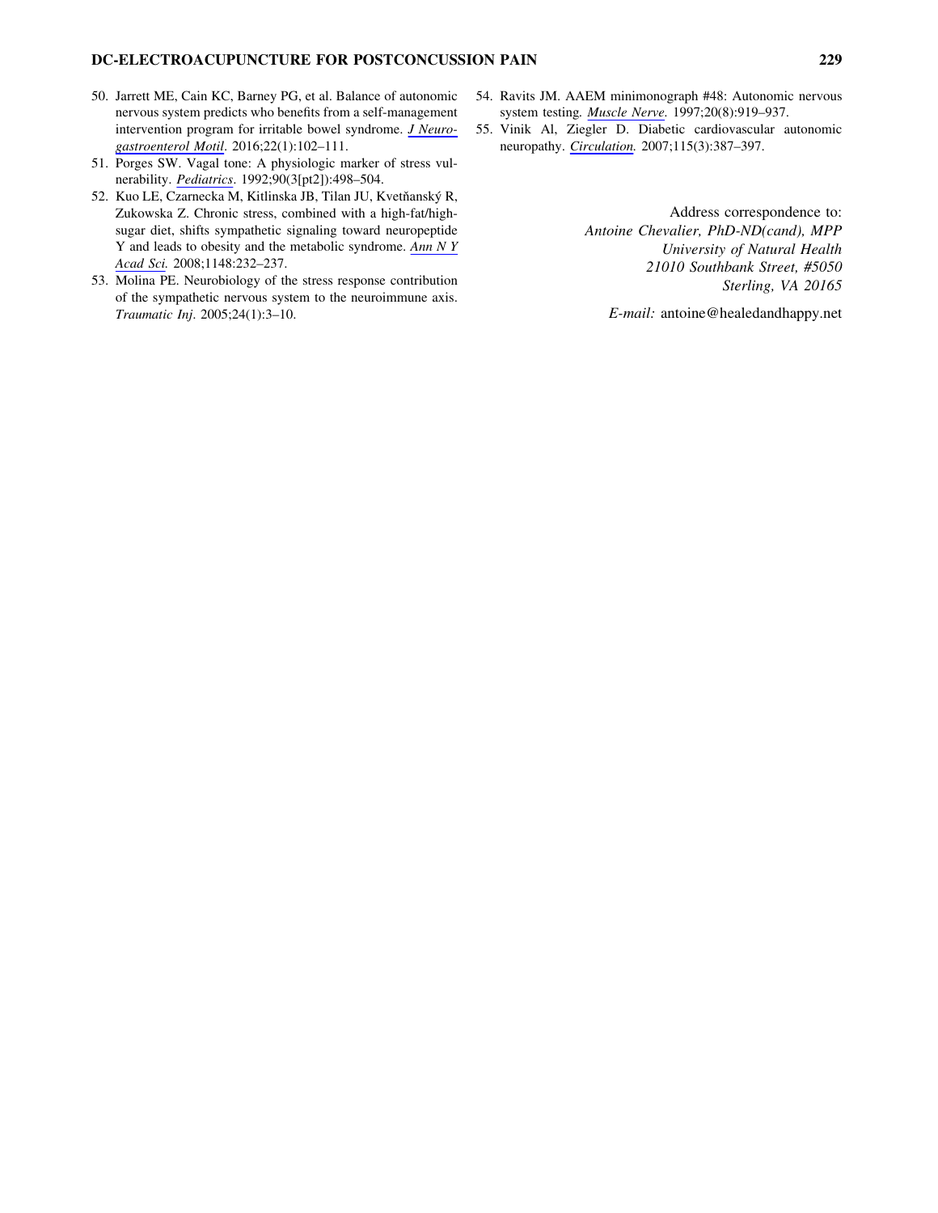50. Jarrett ME, Cain KC, Barney PG, et al. Balance of autonomic nervous system predicts who benefits from a self-management intervention program for irritable bowel syndrome. *J Neurogastroenterol Motil*. 2016;22(1):102–111.
51. Porges SW. Vagal tone: A physiologic marker of stress vulnerability. *Pediatrics*. 1992;90(3[pt2]):498–504.
52. Kuo LE, Czarnecka M, Kitlinska JB, Tilan JU, Kvetňanský R, Zukowska Z. Chronic stress, combined with a high-fat/high-sugar diet, shifts sympathetic signaling toward neuropeptide Y and leads to obesity and the metabolic syndrome. *Ann N Y Acad Sci.* 2008;1148:232–237.
53. Molina PE. Neurobiology of the stress response contribution of the sympathetic nervous system to the neuroimmune axis. *Traumatic Inj*. 2005;24(1):3–10.
54. Ravits JM. AAEM minimonograph #48: Autonomic nervous system testing. *Muscle Nerve*. 1997;20(8):919–937.
55. Vinik AI, Ziegler D. Diabetic cardiovascular autonomic neuropathy. *Circulation*. 2007;115(3):387–397.

Address correspondence to:
*Antoine Chevalier, PhD-ND(cand), MPP*
*University of Natural Health*
*21010 Southbank Street, #5050*
*Sterling, VA 20165*

*E-mail:* antoine@healedandhappy.net